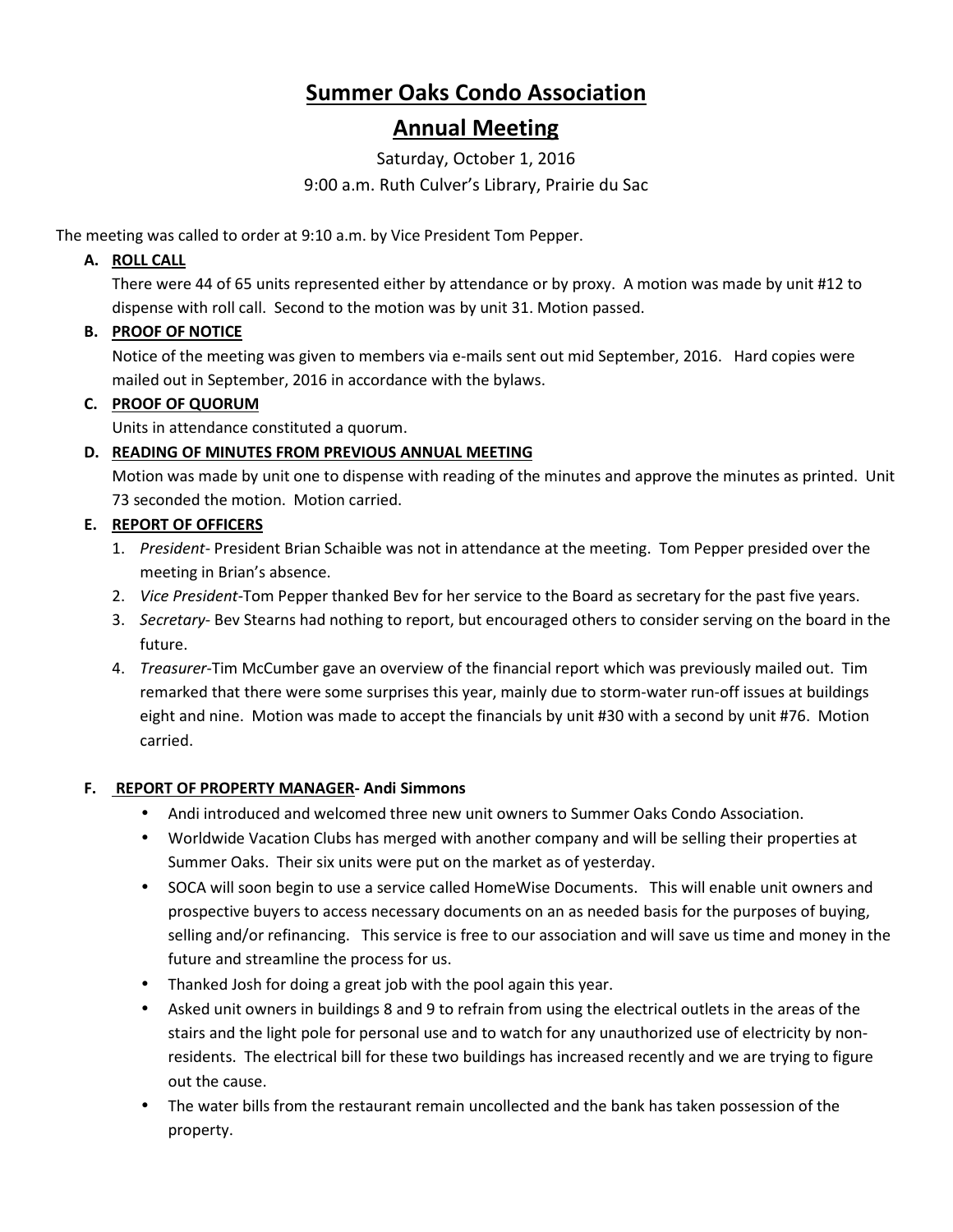# Summer Oaks Condo Association

## Annual Meeting

Saturday, October 1, 2016

9:00 a.m. Ruth Culver's Library, Prairie du Sac

The meeting was called to order at 9:10 a.m. by Vice President Tom Pepper.

**A. ROLL CALL**

There were 44 of 65 units represented either by attendance or by proxy. A motion was made by unit #12 to dispense with roll call. Second to the motion was by unit 31. Motion passed.

**B. PROOF OF NOTICE**

Notice of the meeting was given to members via e-mails sent out mid September, 2016. Hard copies were mailed out in September, 2016 in accordance with the bylaws.

**C. PROOF OF QUORUM**

Units in attendance constituted a quorum.

**D. READING OF MINUTES FROM PREVIOUS ANNUAL MEETING**

Motion was made by unit one to dispense with reading of the minutes and approve the minutes as printed. Unit 73 seconded the motion. Motion carried.

**E. REPORT OF OFFICERS**

1. *President*- President Brian Schaible was not in attendance at the meeting. Tom Pepper presided over the meeting in Brian's absence.
2. *Vice President*-Tom Pepper thanked Bev for her service to the Board as secretary for the past five years.
3. *Secretary*- Bev Stearns had nothing to report, but encouraged others to consider serving on the board in the future.
4. *Treasurer*-Tim McCumber gave an overview of the financial report which was previously mailed out. Tim remarked that there were some surprises this year, mainly due to storm-water run-off issues at buildings eight and nine. Motion was made to accept the financials by unit #30 with a second by unit #76. Motion carried.

**F. REPORT OF PROPERTY MANAGER- Andi Simmons**

- Andi introduced and welcomed three new unit owners to Summer Oaks Condo Association.
- Worldwide Vacation Clubs has merged with another company and will be selling their properties at Summer Oaks. Their six units were put on the market as of yesterday.
- SOCA will soon begin to use a service called HomeWise Documents. This will enable unit owners and prospective buyers to access necessary documents on an as needed basis for the purposes of buying, selling and/or refinancing. This service is free to our association and will save us time and money in the future and streamline the process for us.
- Thanked Josh for doing a great job with the pool again this year.
- Asked unit owners in buildings 8 and 9 to refrain from using the electrical outlets in the areas of the stairs and the light pole for personal use and to watch for any unauthorized use of electricity by non-residents. The electrical bill for these two buildings has increased recently and we are trying to figure out the cause.
- The water bills from the restaurant remain uncollected and the bank has taken possession of the property.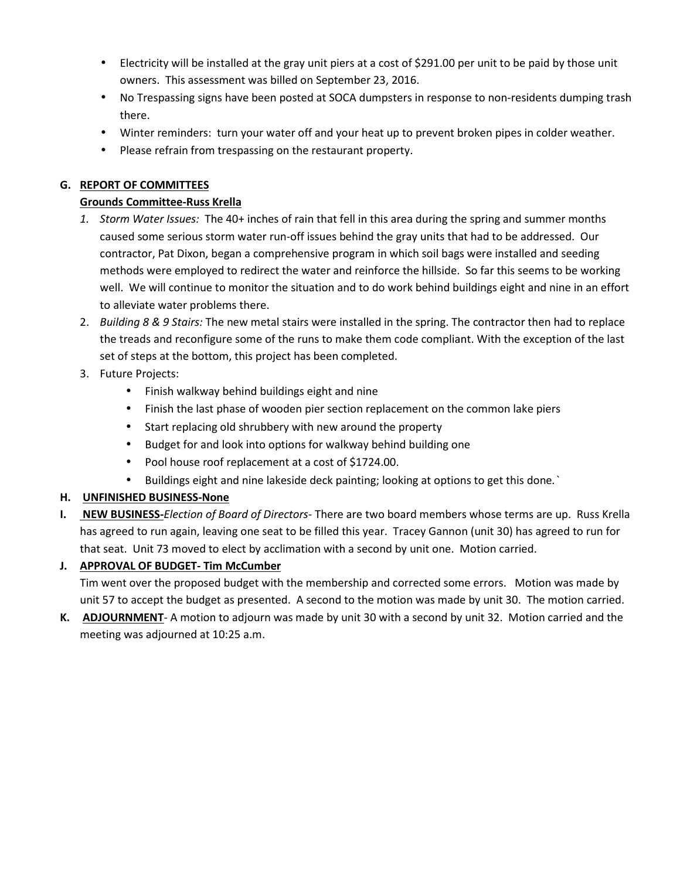- Electricity will be installed at the gray unit piers at a cost of $291.00 per unit to be paid by those unit owners. This assessment was billed on September 23, 2016.
- No Trespassing signs have been posted at SOCA dumpsters in response to non-residents dumping trash there.
- Winter reminders: turn your water off and your heat up to prevent broken pipes in colder weather.
- Please refrain from trespassing on the restaurant property.

**G. REPORT OF COMMITTEES**

**Grounds Committee-Russ Krella**

1. *Storm Water Issues:* The 40+ inches of rain that fell in this area during the spring and summer months caused some serious storm water run-off issues behind the gray units that had to be addressed. Our contractor, Pat Dixon, began a comprehensive program in which soil bags were installed and seeding methods were employed to redirect the water and reinforce the hillside. So far this seems to be working well. We will continue to monitor the situation and to do work behind buildings eight and nine in an effort to alleviate water problems there.
2. *Building 8 & 9 Stairs:* The new metal stairs were installed in the spring. The contractor then had to replace the treads and reconfigure some of the runs to make them code compliant. With the exception of the last set of steps at the bottom, this project has been completed.
3. Future Projects:
   - Finish walkway behind buildings eight and nine
   - Finish the last phase of wooden pier section replacement on the common lake piers
   - Start replacing old shrubbery with new around the property
   - Budget for and look into options for walkway behind building one
   - Pool house roof replacement at a cost of $1724.00.
   - Buildings eight and nine lakeside deck painting; looking at options to get this done.`

**H. UNFINISHED BUSINESS-None**

**I. NEW BUSINESS-***Election of Board of Directors*- There are two board members whose terms are up. Russ Krella has agreed to run again, leaving one seat to be filled this year. Tracey Gannon (unit 30) has agreed to run for that seat. Unit 73 moved to elect by acclimation with a second by unit one. Motion carried.

**J. APPROVAL OF BUDGET- Tim McCumber**

Tim went over the proposed budget with the membership and corrected some errors. Motion was made by unit 57 to accept the budget as presented. A second to the motion was made by unit 30. The motion carried.

**K. ADJOURNMENT**- A motion to adjourn was made by unit 30 with a second by unit 32. Motion carried and the meeting was adjourned at 10:25 a.m.